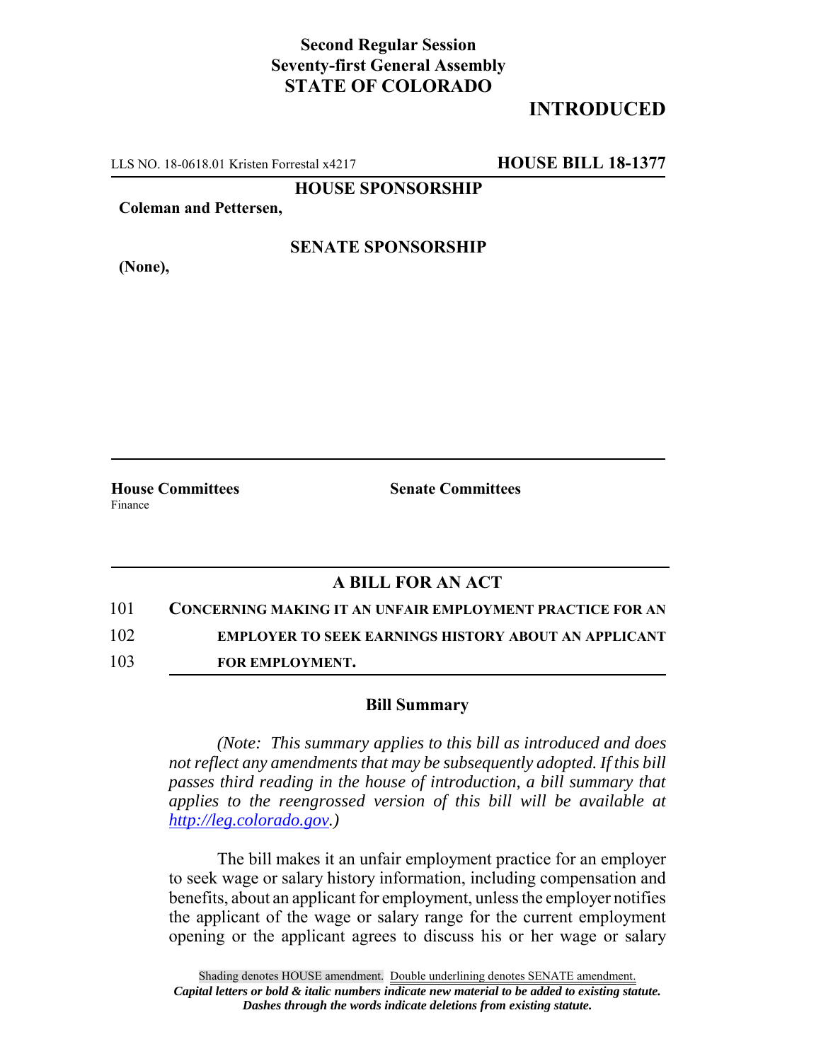**Second Regular Session**
**Seventy-first General Assembly**
**STATE OF COLORADO**

# INTRODUCED

LLS NO. 18-0618.01 Kristen Forrestal x4217 **HOUSE BILL 18-1377**

**HOUSE SPONSORSHIP**

**Coleman and Pettersen,**

**SENATE SPONSORSHIP**

**(None),**

**House Committees**
Finance

**Senate Committees**

## A BILL FOR AN ACT

101 **CONCERNING MAKING IT AN UNFAIR EMPLOYMENT PRACTICE FOR AN**
102 **EMPLOYER TO SEEK EARNINGS HISTORY ABOUT AN APPLICANT**
103 **FOR EMPLOYMENT.**

### Bill Summary

*(Note: This summary applies to this bill as introduced and does not reflect any amendments that may be subsequently adopted. If this bill passes third reading in the house of introduction, a bill summary that applies to the reengrossed version of this bill will be available at http://leg.colorado.gov.)*

The bill makes it an unfair employment practice for an employer to seek wage or salary history information, including compensation and benefits, about an applicant for employment, unless the employer notifies the applicant of the wage or salary range for the current employment opening or the applicant agrees to discuss his or her wage or salary

Shading denotes HOUSE amendment. Double underlining denotes SENATE amendment.
*Capital letters or bold & italic numbers indicate new material to be added to existing statute.*
*Dashes through the words indicate deletions from existing statute.*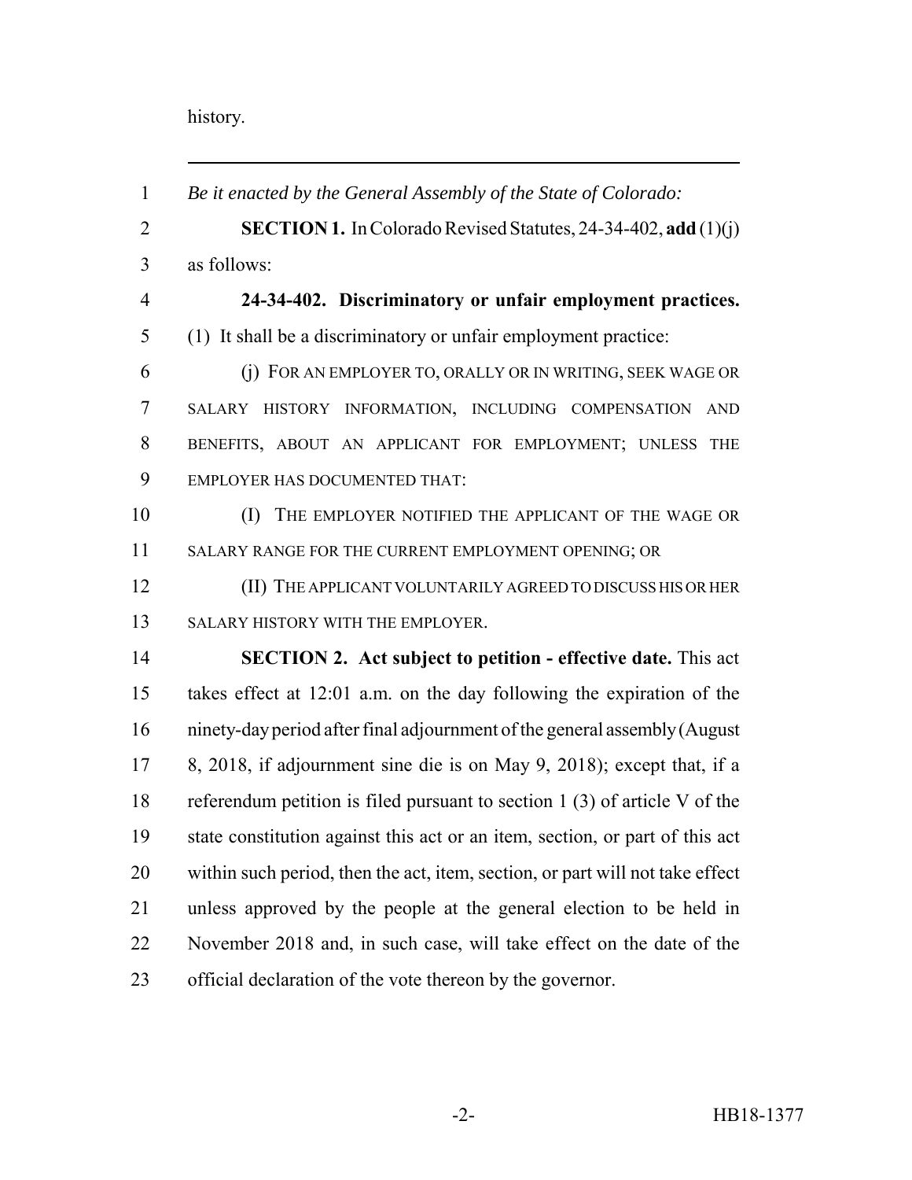history.

---

*Be it enacted by the General Assembly of the State of Colorado:*

**SECTION 1.** In Colorado Revised Statutes, 24-34-402, **add** (1)(j) as follows:

**24-34-402. Discriminatory or unfair employment practices.** (1) It shall be a discriminatory or unfair employment practice:

(j) FOR AN EMPLOYER TO, ORALLY OR IN WRITING, SEEK WAGE OR SALARY HISTORY INFORMATION, INCLUDING COMPENSATION AND BENEFITS, ABOUT AN APPLICANT FOR EMPLOYMENT; UNLESS THE EMPLOYER HAS DOCUMENTED THAT:

(I) THE EMPLOYER NOTIFIED THE APPLICANT OF THE WAGE OR SALARY RANGE FOR THE CURRENT EMPLOYMENT OPENING; OR

(II) THE APPLICANT VOLUNTARILY AGREED TO DISCUSS HIS OR HER SALARY HISTORY WITH THE EMPLOYER.

**SECTION 2. Act subject to petition - effective date.** This act takes effect at 12:01 a.m. on the day following the expiration of the ninety-day period after final adjournment of the general assembly (August 8, 2018, if adjournment sine die is on May 9, 2018); except that, if a referendum petition is filed pursuant to section 1 (3) of article V of the state constitution against this act or an item, section, or part of this act within such period, then the act, item, section, or part will not take effect unless approved by the people at the general election to be held in November 2018 and, in such case, will take effect on the date of the official declaration of the vote thereon by the governor.